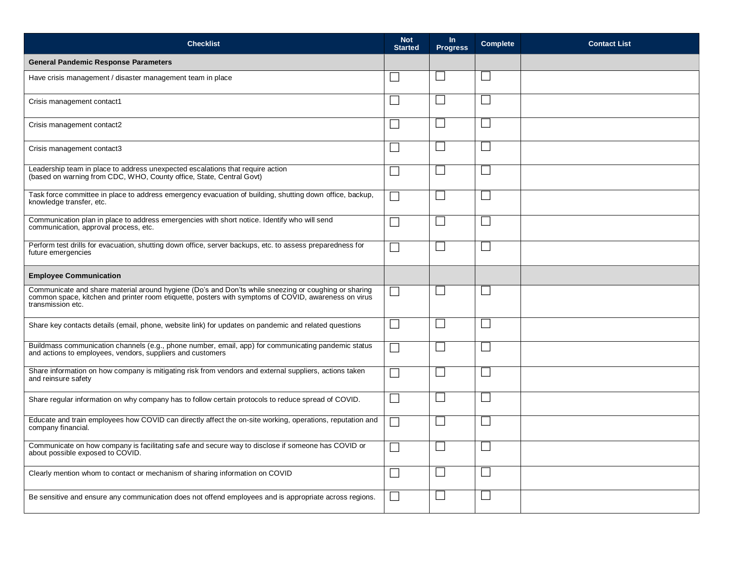| Checklist | Not Started | In Progress | Complete | Contact List |
|---|---|---|---|---|
| **General Pandemic Response Parameters** | | | | |
| Have crisis management / disaster management team in place | ☐ | ☐ | ☐ | |
| Crisis management contact1 | ☐ | ☐ | ☐ | |
| Crisis management contact2 | ☐ | ☐ | ☐ | |
| Crisis management contact3 | ☐ | ☐ | ☐ | |
| Leadership team in place to address unexpected escalations that require action (based on warning from CDC, WHO, County office, State, Central Govt) | ☐ | ☐ | ☐ | |
| Task force committee in place to address emergency evacuation of building, shutting down office, backup, knowledge transfer, etc. | ☐ | ☐ | ☐ | |
| Communication plan in place to address emergencies with short notice. Identify who will send communication, approval process, etc. | ☐ | ☐ | ☐ | |
| Perform test drills for evacuation, shutting down office, server backups, etc. to assess preparedness for future emergencies | ☐ | ☐ | ☐ | |
| **Employee Communication** | | | | |
| Communicate and share material around hygiene (Do's and Don'ts while sneezing or coughing or sharing common space, kitchen and printer room etiquette, posters with symptoms of COVID, awareness on virus transmission etc. | ☐ | ☐ | ☐ | |
| Share key contacts details (email, phone, website link) for updates on pandemic and related questions | ☐ | ☐ | ☐ | |
| Buildmass communication channels (e.g., phone number, email, app) for communicating pandemic status and actions to employees, vendors, suppliers and customers | ☐ | ☐ | ☐ | |
| Share information on how company is mitigating risk from vendors and external suppliers, actions taken and reinsure safety | ☐ | ☐ | ☐ | |
| Share regular information on why company has to follow certain protocols to reduce spread of COVID. | ☐ | ☐ | ☐ | |
| Educate and train employees how COVID can directly affect the on-site working, operations, reputation and company financial. | ☐ | ☐ | ☐ | |
| Communicate on how company is facilitating safe and secure way to disclose if someone has COVID or about possible exposed to COVID. | ☐ | ☐ | ☐ | |
| Clearly mention whom to contact or mechanism of sharing information on COVID | ☐ | ☐ | ☐ | |
| Be sensitive and ensure any communication does not offend employees and is appropriate across regions. | ☐ | ☐ | ☐ | |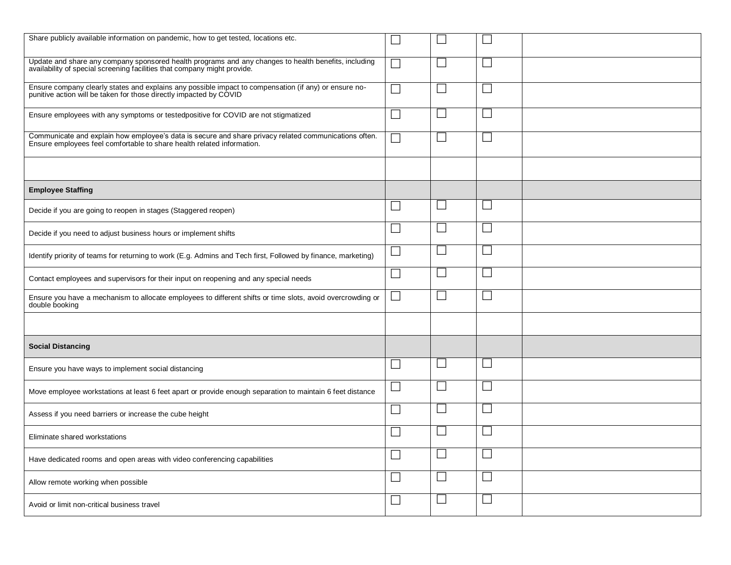| | | | | |
|---|---|---|---|---|
| Share publicly available information on pandemic, how to get tested, locations etc. | ☐ | ☐ | ☐ | |
| Update and share any company sponsored health programs and any changes to health benefits, including availability of special screening facilities that company might provide. | ☐ | ☐ | ☐ | |
| Ensure company clearly states and explains any possible impact to compensation (if any) or ensure no-punitive action will be taken for those directly impacted by COVID | ☐ | ☐ | ☐ | |
| Ensure employees with any symptoms or testedpositive for COVID are not stigmatized | ☐ | ☐ | ☐ | |
| Communicate and explain how employee's data is secure and share privacy related communications often. Ensure employees feel comfortable to share health related information. | ☐ | ☐ | ☐ | |
| | | | | |
| **Employee Staffing** | | | | |
| Decide if you are going to reopen in stages (Staggered reopen) | ☐ | ☐ | ☐ | |
| Decide if you need to adjust business hours or implement shifts | ☐ | ☐ | ☐ | |
| Identify priority of teams for returning to work (E.g. Admins and Tech first, Followed by finance, marketing) | ☐ | ☐ | ☐ | |
| Contact employees and supervisors for their input on reopening and any special needs | ☐ | ☐ | ☐ | |
| Ensure you have a mechanism to allocate employees to different shifts or time slots, avoid overcrowding or double booking | ☐ | ☐ | ☐ | |
| | | | | |
| **Social Distancing** | | | | |
| Ensure you have ways to implement social distancing | ☐ | ☐ | ☐ | |
| Move employee workstations at least 6 feet apart or provide enough separation to maintain 6 feet distance | ☐ | ☐ | ☐ | |
| Assess if you need barriers or increase the cube height | ☐ | ☐ | ☐ | |
| Eliminate shared workstations | ☐ | ☐ | ☐ | |
| Have dedicated rooms and open areas with video conferencing capabilities | ☐ | ☐ | ☐ | |
| Allow remote working when possible | ☐ | ☐ | ☐ | |
| Avoid or limit non-critical business travel | ☐ | ☐ | ☐ | |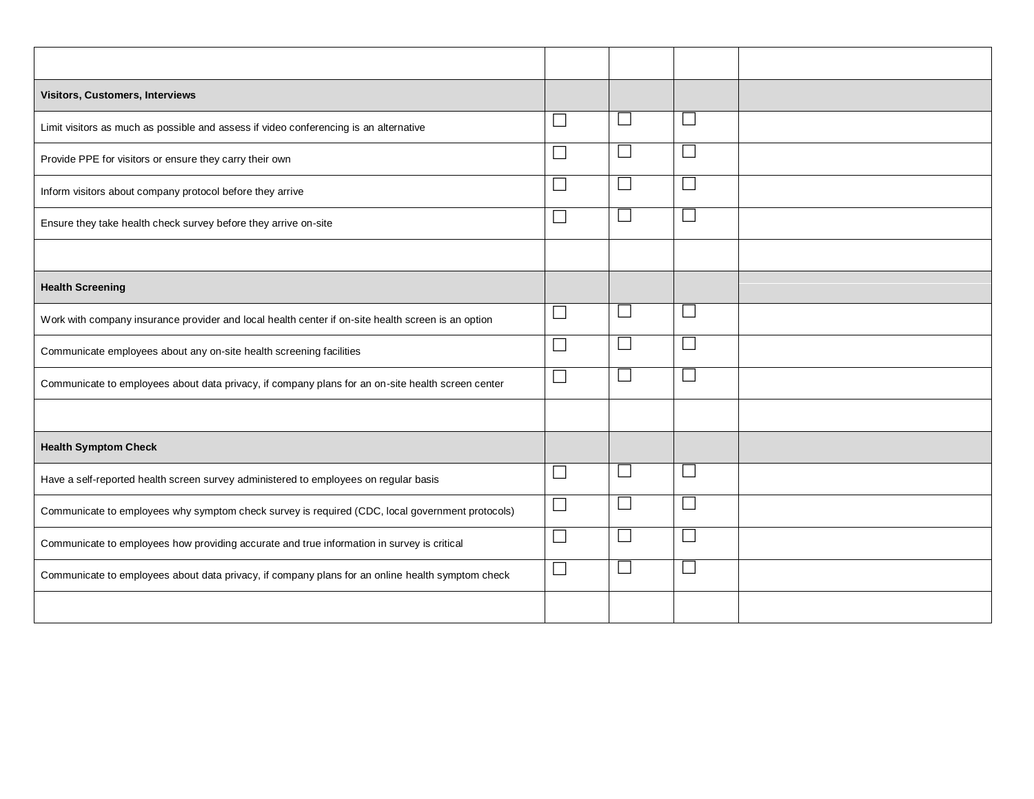| | | | | |
|---|---|---|---|---|
| **Visitors, Customers, Interviews** | | | | |
| Limit visitors as much as possible and assess if video conferencing is an alternative | ☐ | ☐ | ☐ | |
| Provide PPE for visitors or ensure they carry their own | ☐ | ☐ | ☐ | |
| Inform visitors about company protocol before they arrive | ☐ | ☐ | ☐ | |
| Ensure they take health check survey before they arrive on-site | ☐ | ☐ | ☐ | |
| | | | | |
| **Health Screening** | | | | |
| Work with company insurance provider and local health center if on-site health screen is an option | ☐ | ☐ | ☐ | |
| Communicate employees about any on-site health screening facilities | ☐ | ☐ | ☐ | |
| Communicate to employees about data privacy, if company plans for an on-site health screen center | ☐ | ☐ | ☐ | |
| | | | | |
| **Health Symptom Check** | | | | |
| Have a self-reported health screen survey administered to employees on regular basis | ☐ | ☐ | ☐ | |
| Communicate to employees why symptom check survey is required (CDC, local government protocols) | ☐ | ☐ | ☐ | |
| Communicate to employees how providing accurate and true information in survey is critical | ☐ | ☐ | ☐ | |
| Communicate to employees about data privacy, if company plans for an online health symptom check | ☐ | ☐ | ☐ | |
| | | | | |